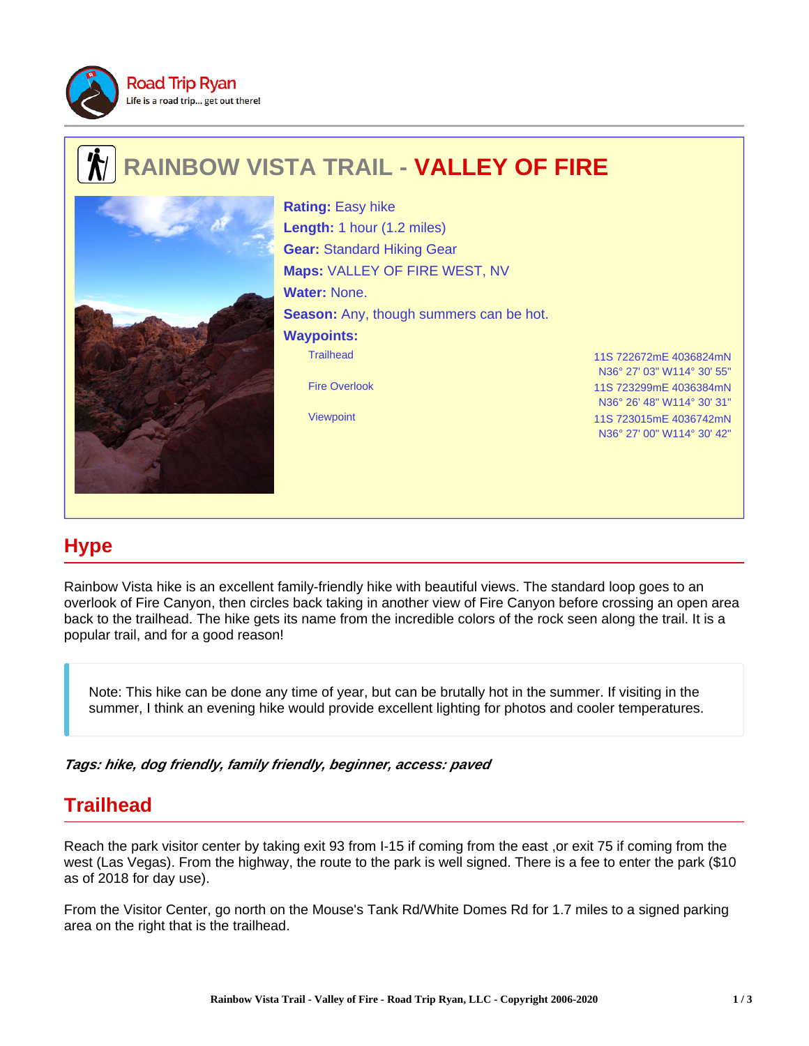Road Trip Ryan

Life is a road trip... get out there!

# RAINBOW VISTA TRAIL - VALLEY OF FIRE

**Rating:** Easy hike

**Length:** 1 hour (1.2 miles)

**Gear:** Standard Hiking Gear

**Maps:** VALLEY OF FIRE WEST, NV

**Water:** None.

**Season:** Any, though summers can be hot.

**Waypoints:**

| Waypoint | Coordinates |
| --- | --- |
| Trailhead | 11S 722672mE 4036824mN<br>N36° 27' 03" W114° 30' 55" |
| Fire Overlook | 11S 723299mE 4036384mN<br>N36° 26' 48" W114° 30' 31" |
| Viewpoint | 11S 723015mE 4036742mN<br>N36° 27' 00" W114° 30' 42" |

## Hype

Rainbow Vista hike is an excellent family-friendly hike with beautiful views. The standard loop goes to an overlook of Fire Canyon, then circles back taking in another view of Fire Canyon before crossing an open area back to the trailhead. The hike gets its name from the incredible colors of the rock seen along the trail. It is a popular trail, and for a good reason!

> Note: This hike can be done any time of year, but can be brutally hot in the summer. If visiting in the summer, I think an evening hike would provide excellent lighting for photos and cooler temperatures.

***Tags: hike, dog friendly, family friendly, beginner, access: paved***

## Trailhead

Reach the park visitor center by taking exit 93 from I-15 if coming from the east ,or exit 75 if coming from the west (Las Vegas). From the highway, the route to the park is well signed. There is a fee to enter the park ($10 as of 2018 for day use).

From the Visitor Center, go north on the Mouse's Tank Rd/White Domes Rd for 1.7 miles to a signed parking area on the right that is the trailhead.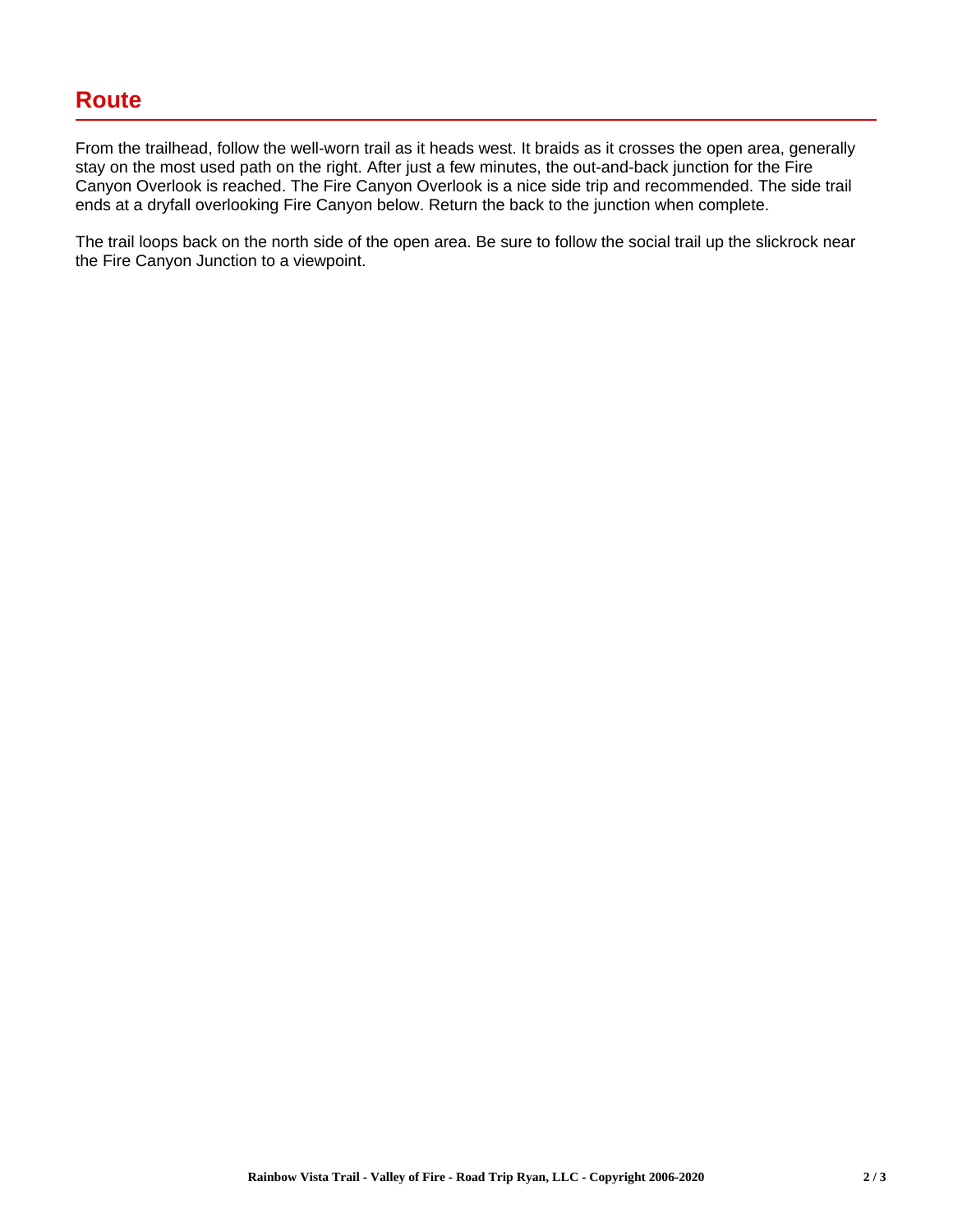## Route

From the trailhead, follow the well-worn trail as it heads west. It braids as it crosses the open area, generally stay on the most used path on the right. After just a few minutes, the out-and-back junction for the Fire Canyon Overlook is reached. The Fire Canyon Overlook is a nice side trip and recommended. The side trail ends at a dryfall overlooking Fire Canyon below. Return the back to the junction when complete.

The trail loops back on the north side of the open area. Be sure to follow the social trail up the slickrock near the Fire Canyon Junction to a viewpoint.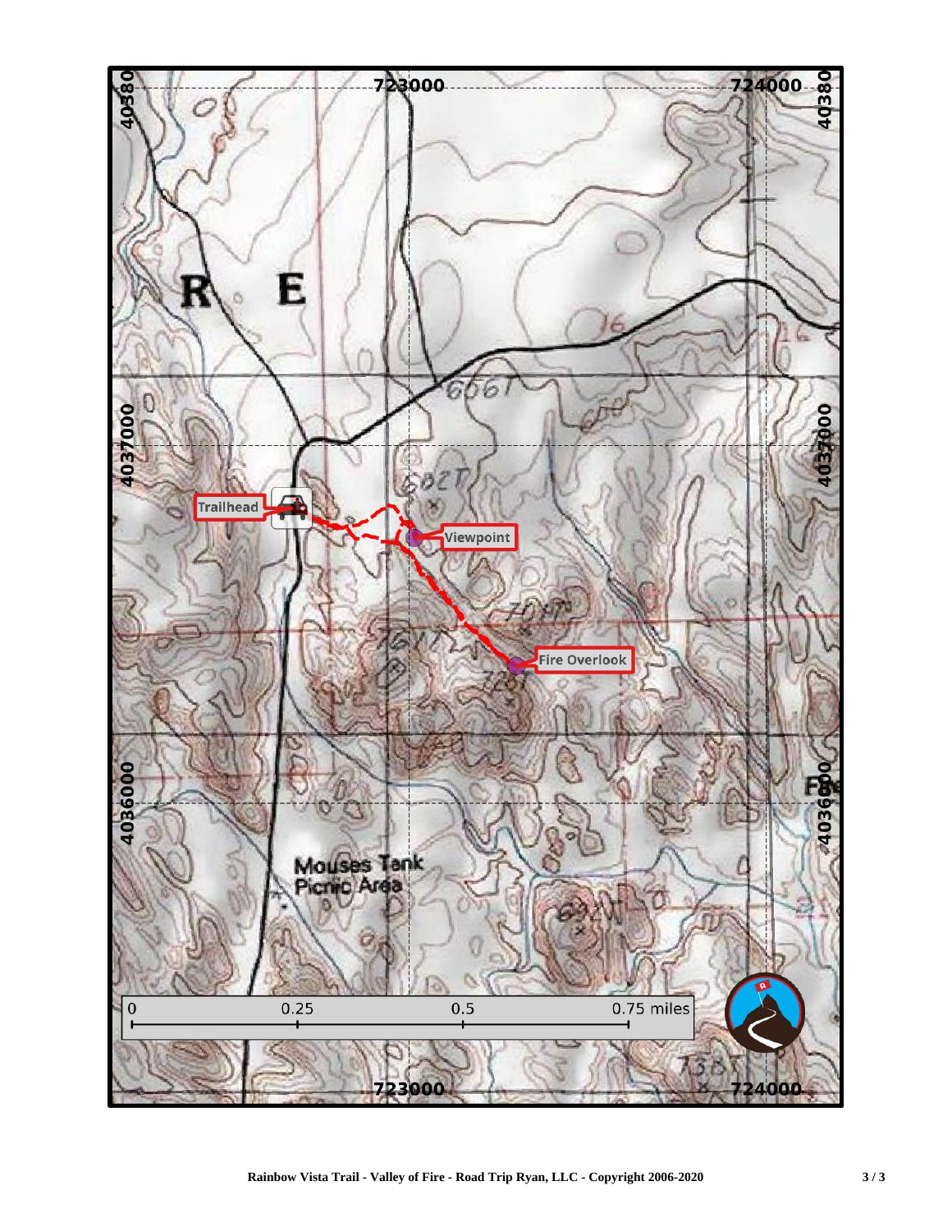723000

724000

4038000

4037000

4036000

R E

6661

6027

7047

7617

7251

6320

7385

Trailhead

Viewpoint

Fire Overlook

Mouses Tank Picnic Area

0 0.25 0.5 0.75 miles